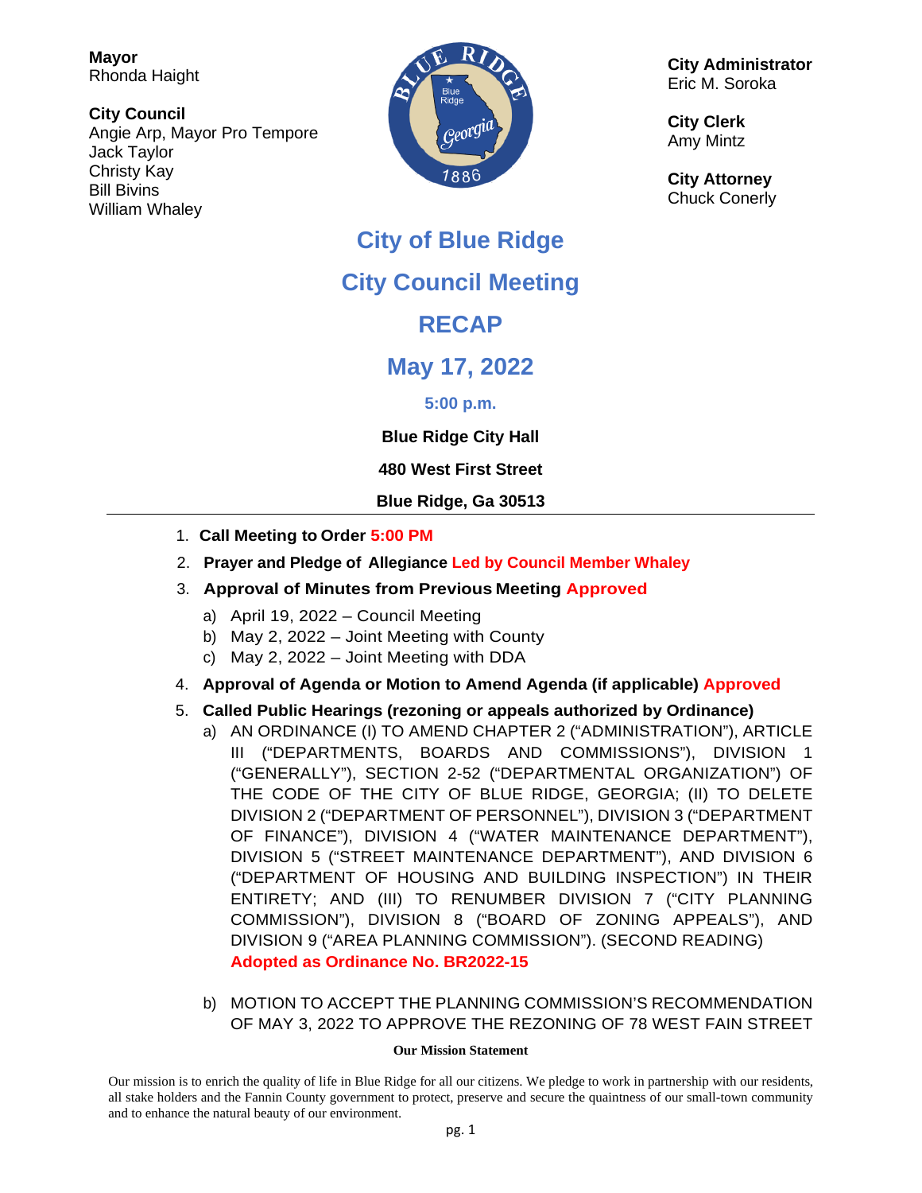**Mayor**
Rhonda Haight

**City Council**
Angie Arp, Mayor Pro Tempore
Jack Taylor
Christy Kay
Bill Bivins
William Whaley

**City Administrator**
Eric M. Soroka

**City Clerk**
Amy Mintz

**City Attorney**
Chuck Conerly

# City of Blue Ridge

# City Council Meeting

# RECAP

## May 17, 2022

### 5:00 p.m.

**Blue Ridge City Hall**

**480 West First Street**

**Blue Ridge, Ga 30513**

---

1. **Call Meeting to Order** **5:00 PM**
2. **Prayer and Pledge of Allegiance** **Led by Council Member Whaley**
3. **Approval of Minutes from Previous Meeting** **Approved**
   a) April 19, 2022 – Council Meeting
   b) May 2, 2022 – Joint Meeting with County
   c) May 2, 2022 – Joint Meeting with DDA
4. **Approval of Agenda or Motion to Amend Agenda (if applicable)** **Approved**
5. **Called Public Hearings (rezoning or appeals authorized by Ordinance)**
   a) AN ORDINANCE (I) TO AMEND CHAPTER 2 ("ADMINISTRATION"), ARTICLE III ("DEPARTMENTS, BOARDS AND COMMISSIONS"), DIVISION 1 ("GENERALLY"), SECTION 2-52 ("DEPARTMENTAL ORGANIZATION") OF THE CODE OF THE CITY OF BLUE RIDGE, GEORGIA; (II) TO DELETE DIVISION 2 ("DEPARTMENT OF PERSONNEL"), DIVISION 3 ("DEPARTMENT OF FINANCE"), DIVISION 4 ("WATER MAINTENANCE DEPARTMENT"), DIVISION 5 ("STREET MAINTENANCE DEPARTMENT"), AND DIVISION 6 ("DEPARTMENT OF HOUSING AND BUILDING INSPECTION") IN THEIR ENTIRETY; AND (III) TO RENUMBER DIVISION 7 ("CITY PLANNING COMMISSION"), DIVISION 8 ("BOARD OF ZONING APPEALS"), AND DIVISION 9 ("AREA PLANNING COMMISSION"). (SECOND READING)
   **Adopted as Ordinance No. BR2022-15**

   b) MOTION TO ACCEPT THE PLANNING COMMISSION'S RECOMMENDATION OF MAY 3, 2022 TO APPROVE THE REZONING OF 78 WEST FAIN STREET

**Our Mission Statement**

Our mission is to enrich the quality of life in Blue Ridge for all our citizens. We pledge to work in partnership with our residents, all stake holders and the Fannin County government to protect, preserve and secure the quaintness of our small-town community and to enhance the natural beauty of our environment.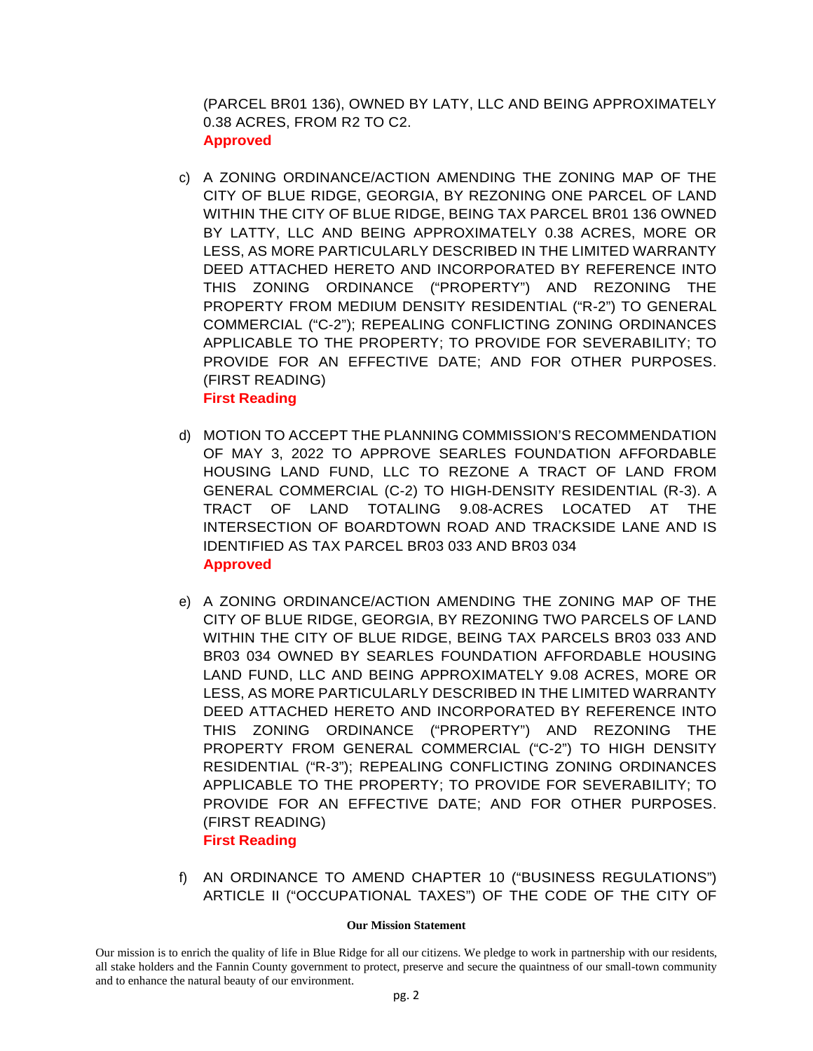(PARCEL BR01 136), OWNED BY LATY, LLC AND BEING APPROXIMATELY 0.38 ACRES, FROM R2 TO C2.
**Approved**

c) A ZONING ORDINANCE/ACTION AMENDING THE ZONING MAP OF THE CITY OF BLUE RIDGE, GEORGIA, BY REZONING ONE PARCEL OF LAND WITHIN THE CITY OF BLUE RIDGE, BEING TAX PARCEL BR01 136 OWNED BY LATTY, LLC AND BEING APPROXIMATELY 0.38 ACRES, MORE OR LESS, AS MORE PARTICULARLY DESCRIBED IN THE LIMITED WARRANTY DEED ATTACHED HERETO AND INCORPORATED BY REFERENCE INTO THIS ZONING ORDINANCE ("PROPERTY") AND REZONING THE PROPERTY FROM MEDIUM DENSITY RESIDENTIAL ("R-2") TO GENERAL COMMERCIAL ("C-2"); REPEALING CONFLICTING ZONING ORDINANCES APPLICABLE TO THE PROPERTY; TO PROVIDE FOR SEVERABILITY; TO PROVIDE FOR AN EFFECTIVE DATE; AND FOR OTHER PURPOSES. (FIRST READING)
**First Reading**

d) MOTION TO ACCEPT THE PLANNING COMMISSION'S RECOMMENDATION OF MAY 3, 2022 TO APPROVE SEARLES FOUNDATION AFFORDABLE HOUSING LAND FUND, LLC TO REZONE A TRACT OF LAND FROM GENERAL COMMERCIAL (C-2) TO HIGH-DENSITY RESIDENTIAL (R-3). A TRACT OF LAND TOTALING 9.08-ACRES LOCATED AT THE INTERSECTION OF BOARDTOWN ROAD AND TRACKSIDE LANE AND IS IDENTIFIED AS TAX PARCEL BR03 033 AND BR03 034
**Approved**

e) A ZONING ORDINANCE/ACTION AMENDING THE ZONING MAP OF THE CITY OF BLUE RIDGE, GEORGIA, BY REZONING TWO PARCELS OF LAND WITHIN THE CITY OF BLUE RIDGE, BEING TAX PARCELS BR03 033 AND BR03 034 OWNED BY SEARLES FOUNDATION AFFORDABLE HOUSING LAND FUND, LLC AND BEING APPROXIMATELY 9.08 ACRES, MORE OR LESS, AS MORE PARTICULARLY DESCRIBED IN THE LIMITED WARRANTY DEED ATTACHED HERETO AND INCORPORATED BY REFERENCE INTO THIS ZONING ORDINANCE ("PROPERTY") AND REZONING THE PROPERTY FROM GENERAL COMMERCIAL ("C-2") TO HIGH DENSITY RESIDENTIAL ("R-3"); REPEALING CONFLICTING ZONING ORDINANCES APPLICABLE TO THE PROPERTY; TO PROVIDE FOR SEVERABILITY; TO PROVIDE FOR AN EFFECTIVE DATE; AND FOR OTHER PURPOSES. (FIRST READING)
**First Reading**

f) AN ORDINANCE TO AMEND CHAPTER 10 ("BUSINESS REGULATIONS") ARTICLE II ("OCCUPATIONAL TAXES") OF THE CODE OF THE CITY OF

**Our Mission Statement**

Our mission is to enrich the quality of life in Blue Ridge for all our citizens. We pledge to work in partnership with our residents, all stake holders and the Fannin County government to protect, preserve and secure the quaintness of our small-town community and to enhance the natural beauty of our environment.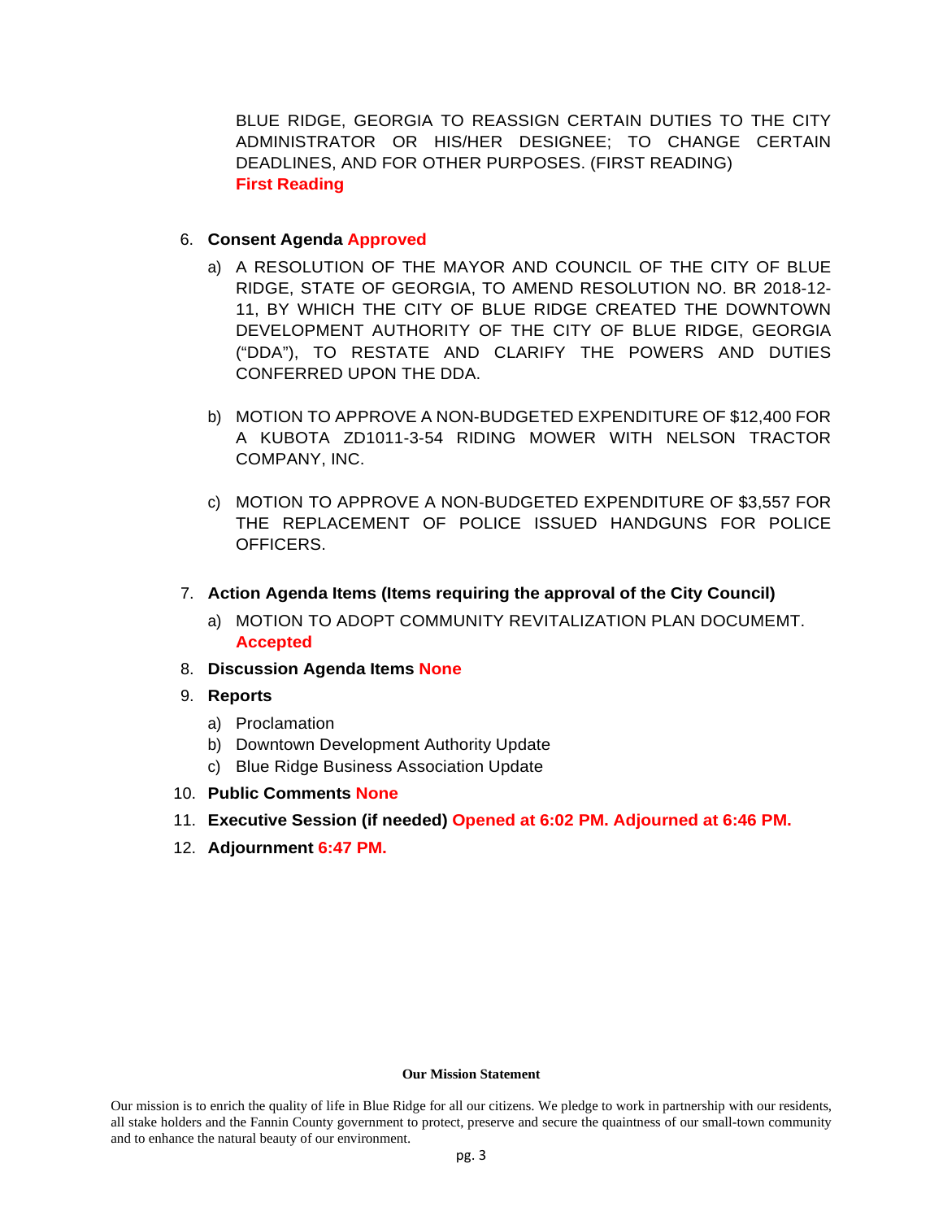BLUE RIDGE, GEORGIA TO REASSIGN CERTAIN DUTIES TO THE CITY ADMINISTRATOR OR HIS/HER DESIGNEE; TO CHANGE CERTAIN DEADLINES, AND FOR OTHER PURPOSES. (FIRST READING)
**First Reading**

6. **Consent Agenda** **Approved**

   a) A RESOLUTION OF THE MAYOR AND COUNCIL OF THE CITY OF BLUE RIDGE, STATE OF GEORGIA, TO AMEND RESOLUTION NO. BR 2018-12-11, BY WHICH THE CITY OF BLUE RIDGE CREATED THE DOWNTOWN DEVELOPMENT AUTHORITY OF THE CITY OF BLUE RIDGE, GEORGIA ("DDA"), TO RESTATE AND CLARIFY THE POWERS AND DUTIES CONFERRED UPON THE DDA.

   b) MOTION TO APPROVE A NON-BUDGETED EXPENDITURE OF $12,400 FOR A KUBOTA ZD1011-3-54 RIDING MOWER WITH NELSON TRACTOR COMPANY, INC.

   c) MOTION TO APPROVE A NON-BUDGETED EXPENDITURE OF $3,557 FOR THE REPLACEMENT OF POLICE ISSUED HANDGUNS FOR POLICE OFFICERS.

7. **Action Agenda Items (Items requiring the approval of the City Council)**

   a) MOTION TO ADOPT COMMUNITY REVITALIZATION PLAN DOCUMEMT. **Accepted**

8. **Discussion Agenda Items** **None**

9. **Reports**

   a) Proclamation
   b) Downtown Development Authority Update
   c) Blue Ridge Business Association Update

10. **Public Comments** **None**

11. **Executive Session (if needed)** **Opened at 6:02 PM. Adjourned at 6:46 PM.**

12. **Adjournment** **6:47 PM.**

**Our Mission Statement**

Our mission is to enrich the quality of life in Blue Ridge for all our citizens. We pledge to work in partnership with our residents, all stake holders and the Fannin County government to protect, preserve and secure the quaintness of our small-town community and to enhance the natural beauty of our environment.